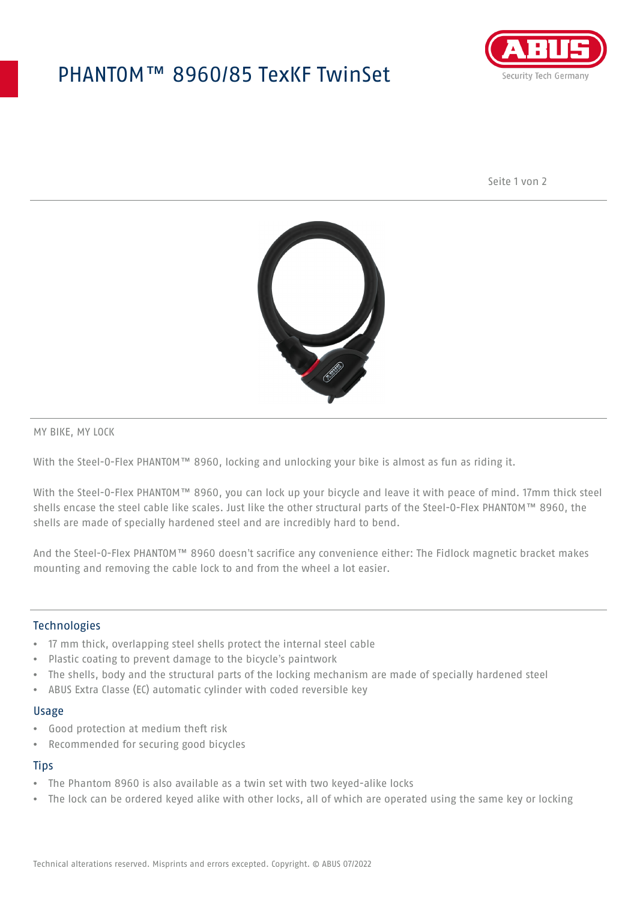# PHANTOM™ 8960/85 TexKF TwinSet

MY BIKE, MY LOCK

With the Steel-O-Flex PHANTOM™ 8960, locking and unlocking your bike is almost as fun as riding it.

With the Steel-O-Flex PHANTOM™ 8960, you can lock up your bicycle and leave it with peace of mind. 17mm thick steel shells encase the steel cable like scales. Just like the other structural parts of the Steel-O-Flex PHANTOM™ 8960, the shells are made of specially hardened steel and are incredibly hard to bend.

And the Steel-O-Flex PHANTOM™ 8960 doesn't sacrifice any convenience either: The Fidlock magnetic bracket makes mounting and removing the cable lock to and from the wheel a lot easier.

## Technologies

- 17 mm thick, overlapping steel shells protect the internal steel cable
- Plastic coating to prevent damage to the bicycle's paintwork
- The shells, body and the structural parts of the locking mechanism are made of specially hardened steel
- ABUS Extra Classe (EC) automatic cylinder with coded reversible key

## Usage

- Good protection at medium theft risk
- Recommended for securing good bicycles

## Tips

- The Phantom 8960 is also available as a twin set with two keyed-alike locks
- The lock can be ordered keyed alike with other locks, all of which are operated using the same key or locking

Technical alterations reserved. Misprints and errors excepted. Copyright. © ABUS 07/2022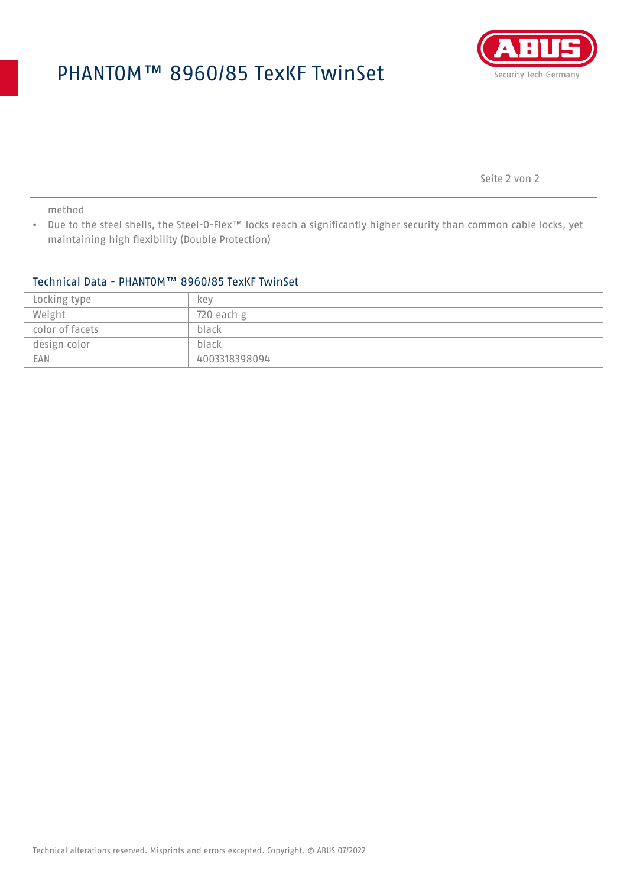method

- Due to the steel shells, the Steel-O-Flex™ locks reach a significantly higher security than common cable locks, yet maintaining high flexibility (Double Protection)

## Technical Data - PHANTOM™ 8960/85 TexKF TwinSet

| | |
|---|---|
| Locking type | key |
| Weight | 720 each g |
| color of facets | black |
| design color | black |
| EAN | 4003318398094 |

Technical alterations reserved. Misprints and errors excepted. Copyright. © ABUS 07/2022